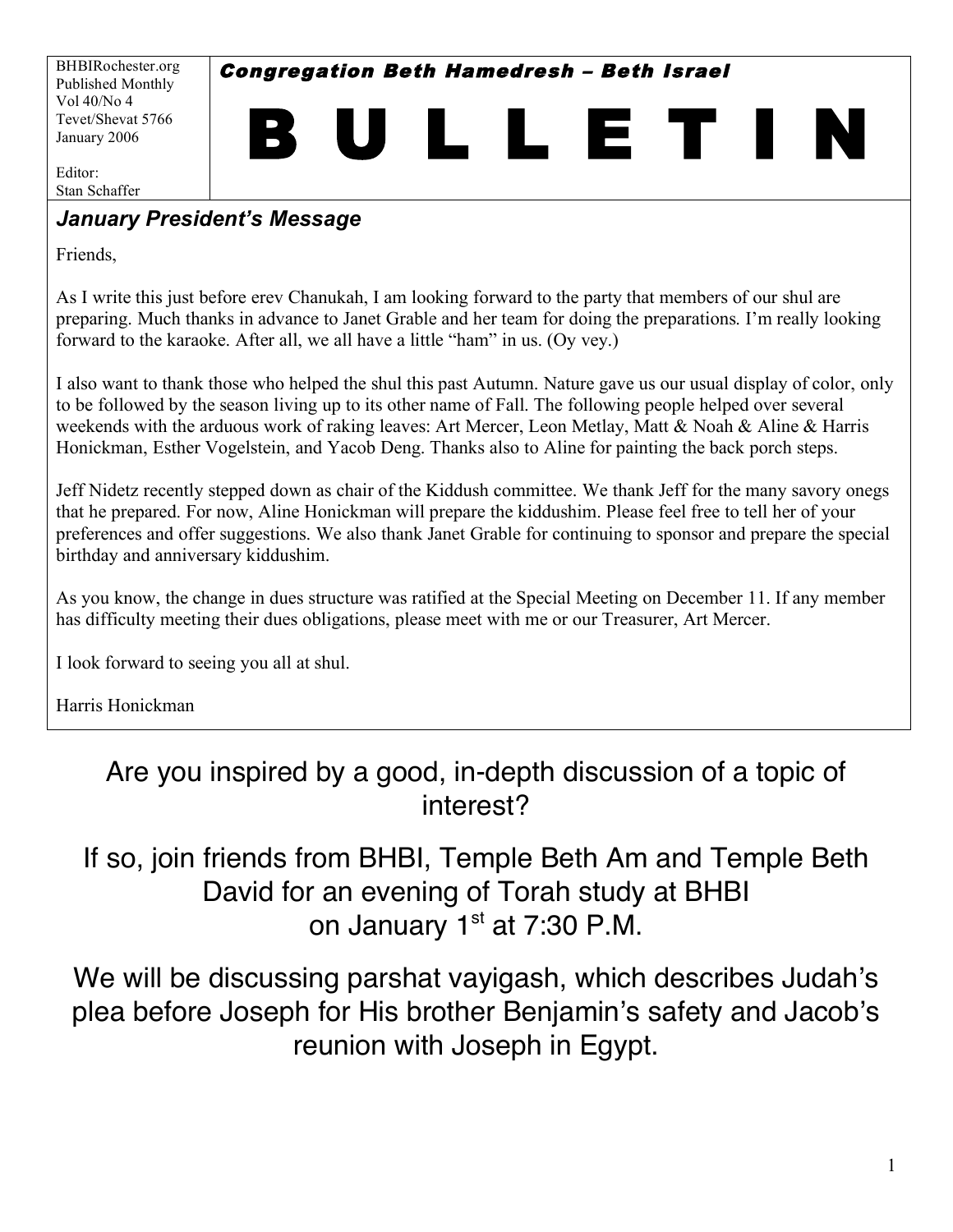BHBIRochester.org
Published Monthly
Vol 40/No 4
Tevet/Shevat 5766
January 2006

Editor:
Stan Schaffer

**Congregation Beth Hamedresh – Beth Israel**

# B U L L E T I N

## *January President's Message*

Friends,

As I write this just before erev Chanukah, I am looking forward to the party that members of our shul are preparing. Much thanks in advance to Janet Grable and her team for doing the preparations. I'm really looking forward to the karaoke. After all, we all have a little "ham" in us. (Oy vey.)

I also want to thank those who helped the shul this past Autumn. Nature gave us our usual display of color, only to be followed by the season living up to its other name of Fall. The following people helped over several weekends with the arduous work of raking leaves: Art Mercer, Leon Metlay, Matt & Noah & Aline & Harris Honickman, Esther Vogelstein, and Yacob Deng. Thanks also to Aline for painting the back porch steps.

Jeff Nidetz recently stepped down as chair of the Kiddush committee. We thank Jeff for the many savory onegs that he prepared. For now, Aline Honickman will prepare the kiddushim. Please feel free to tell her of your preferences and offer suggestions. We also thank Janet Grable for continuing to sponsor and prepare the special birthday and anniversary kiddushim.

As you know, the change in dues structure was ratified at the Special Meeting on December 11. If any member has difficulty meeting their dues obligations, please meet with me or our Treasurer, Art Mercer.

I look forward to seeing you all at shul.

Harris Honickman

Are you inspired by a good, in-depth discussion of a topic of interest?

If so, join friends from BHBI, Temple Beth Am and Temple Beth David for an evening of Torah study at BHBI on January 1st at 7:30 P.M.

We will be discussing parshat vayigash, which describes Judah's plea before Joseph for His brother Benjamin's safety and Jacob's reunion with Joseph in Egypt.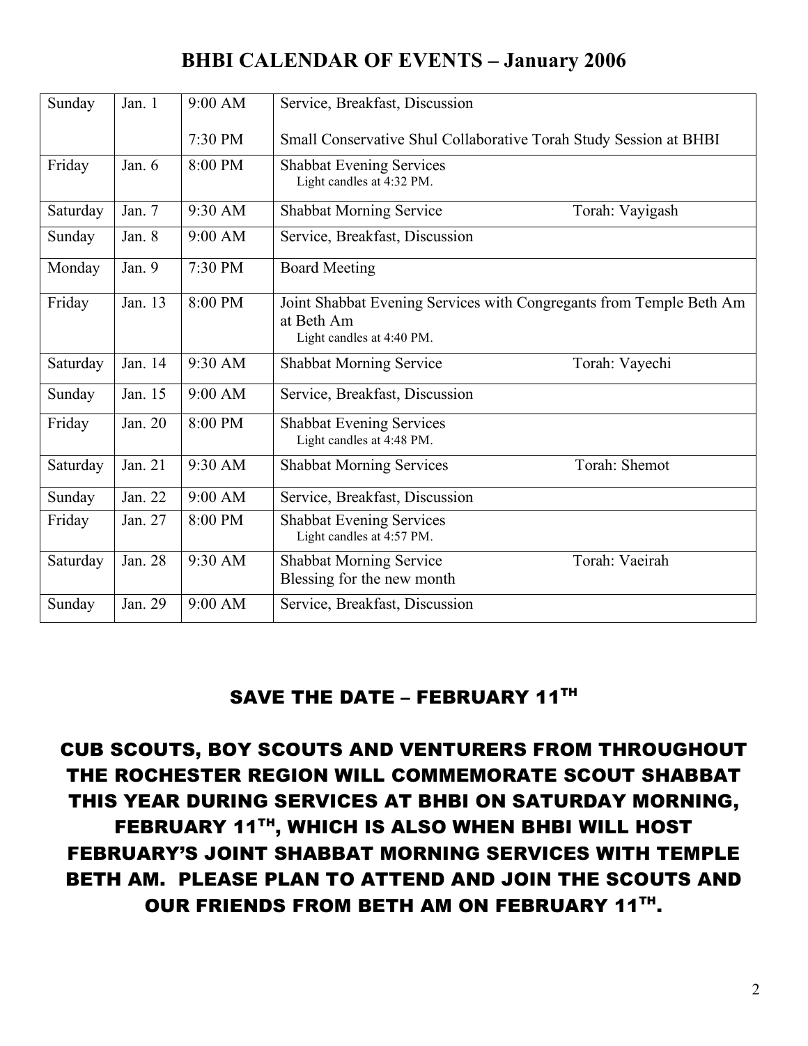# BHBI CALENDAR OF EVENTS – January 2006

| Day | Date | Time | Event | |
|---|---|---|---|---|
| Sunday | Jan. 1 | 9:00 AM | Service, Breakfast, Discussion | |
| | | 7:30 PM | Small Conservative Shul Collaborative Torah Study Session at BHBI | |
| Friday | Jan. 6 | 8:00 PM | Shabbat Evening Services<br>Light candles at 4:32 PM. | |
| Saturday | Jan. 7 | 9:30 AM | Shabbat Morning Service | Torah: Vayigash |
| Sunday | Jan. 8 | 9:00 AM | Service, Breakfast, Discussion | |
| Monday | Jan. 9 | 7:30 PM | Board Meeting | |
| Friday | Jan. 13 | 8:00 PM | Joint Shabbat Evening Services with Congregants from Temple Beth Am at Beth Am<br>Light candles at 4:40 PM. | |
| Saturday | Jan. 14 | 9:30 AM | Shabbat Morning Service | Torah: Vayechi |
| Sunday | Jan. 15 | 9:00 AM | Service, Breakfast, Discussion | |
| Friday | Jan. 20 | 8:00 PM | Shabbat Evening Services<br>Light candles at 4:48 PM. | |
| Saturday | Jan. 21 | 9:30 AM | Shabbat Morning Services | Torah: Shemot |
| Sunday | Jan. 22 | 9:00 AM | Service, Breakfast, Discussion | |
| Friday | Jan. 27 | 8:00 PM | Shabbat Evening Services<br>Light candles at 4:57 PM. | |
| Saturday | Jan. 28 | 9:30 AM | Shabbat Morning Service<br>Blessing for the new month | Torah: Vaeirah |
| Sunday | Jan. 29 | 9:00 AM | Service, Breakfast, Discussion | |

## SAVE THE DATE – FEBRUARY 11TH

**CUB SCOUTS, BOY SCOUTS AND VENTURERS FROM THROUGHOUT THE ROCHESTER REGION WILL COMMEMORATE SCOUT SHABBAT THIS YEAR DURING SERVICES AT BHBI ON SATURDAY MORNING, FEBRUARY 11TH, WHICH IS ALSO WHEN BHBI WILL HOST FEBRUARY'S JOINT SHABBAT MORNING SERVICES WITH TEMPLE BETH AM. PLEASE PLAN TO ATTEND AND JOIN THE SCOUTS AND OUR FRIENDS FROM BETH AM ON FEBRUARY 11TH.**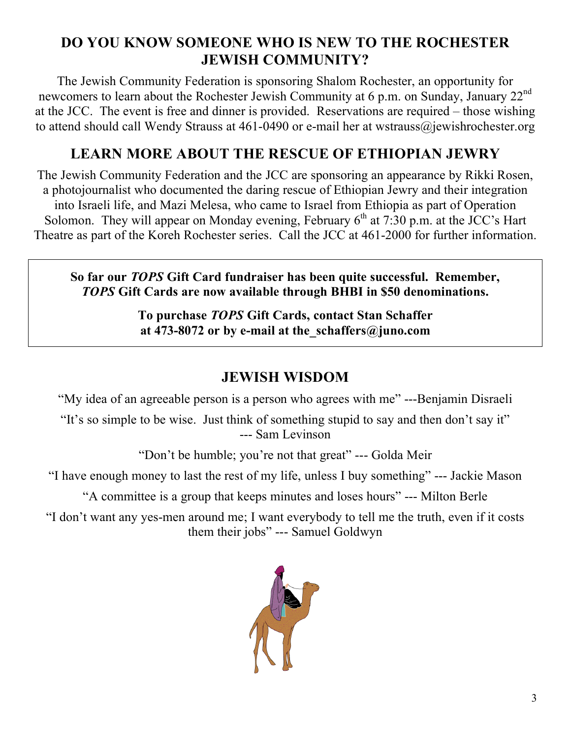## DO YOU KNOW SOMEONE WHO IS NEW TO THE ROCHESTER JEWISH COMMUNITY?

The Jewish Community Federation is sponsoring Shalom Rochester, an opportunity for newcomers to learn about the Rochester Jewish Community at 6 p.m. on Sunday, January 22nd at the JCC. The event is free and dinner is provided. Reservations are required – those wishing to attend should call Wendy Strauss at 461-0490 or e-mail her at wstrauss@jewishrochester.org

## LEARN MORE ABOUT THE RESCUE OF ETHIOPIAN JEWRY

The Jewish Community Federation and the JCC are sponsoring an appearance by Rikki Rosen, a photojournalist who documented the daring rescue of Ethiopian Jewry and their integration into Israeli life, and Mazi Melesa, who came to Israel from Ethiopia as part of Operation Solomon. They will appear on Monday evening, February 6th at 7:30 p.m. at the JCC's Hart Theatre as part of the Koreh Rochester series. Call the JCC at 461-2000 for further information.

**So far our *TOPS* Gift Card fundraiser has been quite successful. Remember, *TOPS* Gift Cards are now available through BHBI in $50 denominations.**

**To purchase *TOPS* Gift Cards, contact Stan Schaffer at 473-8072 or by e-mail at the_schaffers@juno.com**

## JEWISH WISDOM

"My idea of an agreeable person is a person who agrees with me" ---Benjamin Disraeli

"It's so simple to be wise. Just think of something stupid to say and then don't say it" --- Sam Levinson

"Don't be humble; you're not that great" --- Golda Meir

"I have enough money to last the rest of my life, unless I buy something" --- Jackie Mason

"A committee is a group that keeps minutes and loses hours" --- Milton Berle

"I don't want any yes-men around me; I want everybody to tell me the truth, even if it costs them their jobs" --- Samuel Goldwyn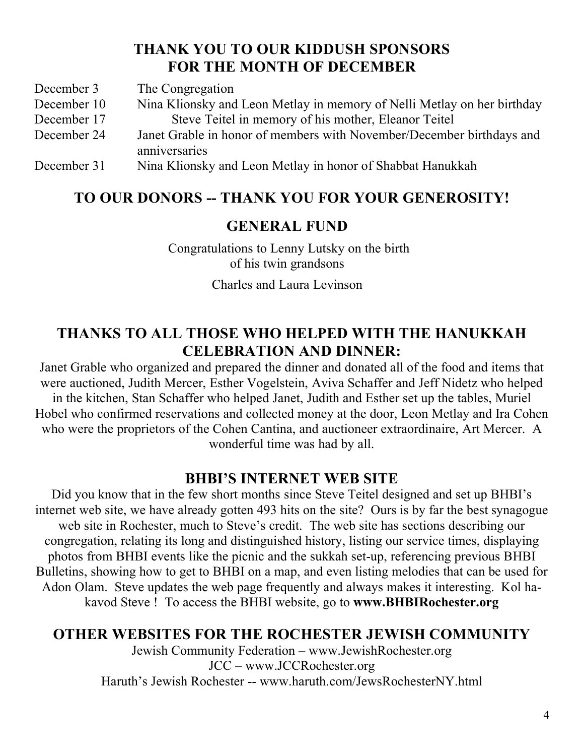## THANK YOU TO OUR KIDDUSH SPONSORS FOR THE MONTH OF DECEMBER

| | |
|---|---|
| December 3 | The Congregation |
| December 10 | Nina Klionsky and Leon Metlay in memory of Nelli Metlay on her birthday |
| December 17 | Steve Teitel in memory of his mother, Eleanor Teitel |
| December 24 | Janet Grable in honor of members with November/December birthdays and anniversaries |
| December 31 | Nina Klionsky and Leon Metlay in honor of Shabbat Hanukkah |

## TO OUR DONORS -- THANK YOU FOR YOUR GENEROSITY!

### GENERAL FUND

Congratulations to Lenny Lutsky on the birth of his twin grandsons

Charles and Laura Levinson

## THANKS TO ALL THOSE WHO HELPED WITH THE HANUKKAH CELEBRATION AND DINNER:

Janet Grable who organized and prepared the dinner and donated all of the food and items that were auctioned, Judith Mercer, Esther Vogelstein, Aviva Schaffer and Jeff Nidetz who helped in the kitchen, Stan Schaffer who helped Janet, Judith and Esther set up the tables, Muriel Hobel who confirmed reservations and collected money at the door, Leon Metlay and Ira Cohen who were the proprietors of the Cohen Cantina, and auctioneer extraordinaire, Art Mercer. A wonderful time was had by all.

## BHBI'S INTERNET WEB SITE

Did you know that in the few short months since Steve Teitel designed and set up BHBI's internet web site, we have already gotten 493 hits on the site? Ours is by far the best synagogue web site in Rochester, much to Steve's credit. The web site has sections describing our congregation, relating its long and distinguished history, listing our service times, displaying photos from BHBI events like the picnic and the sukkah set-up, referencing previous BHBI Bulletins, showing how to get to BHBI on a map, and even listing melodies that can be used for Adon Olam. Steve updates the web page frequently and always makes it interesting. Kol ha-kavod Steve ! To access the BHBI website, go to **www.BHBIRochester.org**

## OTHER WEBSITES FOR THE ROCHESTER JEWISH COMMUNITY

Jewish Community Federation – www.JewishRochester.org
JCC – www.JCCRochester.org
Haruth's Jewish Rochester -- www.haruth.com/JewsRochesterNY.html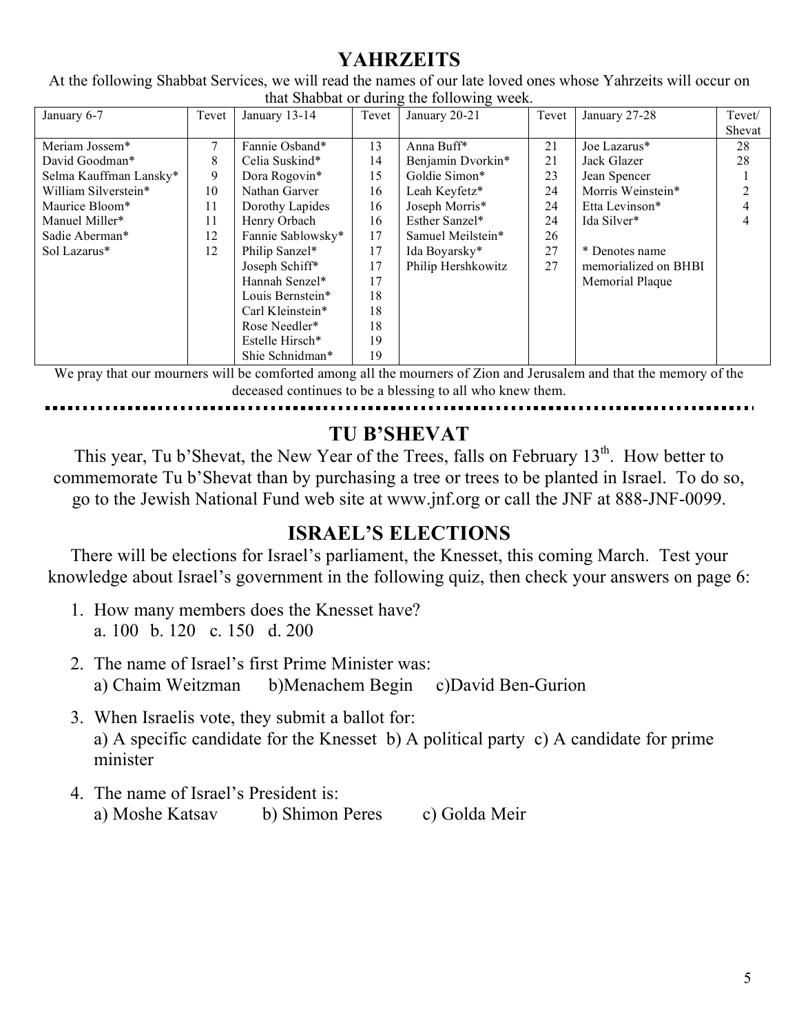## YAHRZEITS

At the following Shabbat Services, we will read the names of our late loved ones whose Yahrzeits will occur on that Shabbat or during the following week.

| January 6-7 | Tevet | January 13-14 | Tevet | January 20-21 | Tevet | January 27-28 | Tevet/ Shevat |
|---|---|---|---|---|---|---|---|
| Meriam Jossem* | 7 | Fannie Osband* | 13 | Anna Buff* | 21 | Joe Lazarus* | 28 |
| David Goodman* | 8 | Celia Suskind* | 14 | Benjamin Dvorkin* | 21 | Jack Glazer | 28 |
| Selma Kauffman Lansky* | 9 | Dora Rogovin* | 15 | Goldie Simon* | 23 | Jean Spencer | 1 |
| William Silverstein* | 10 | Nathan Garver | 16 | Leah Keyfetz* | 24 | Morris Weinstein* | 2 |
| Maurice Bloom* | 11 | Dorothy Lapides | 16 | Joseph Morris* | 24 | Etta Levinson* | 4 |
| Manuel Miller* | 11 | Henry Orbach | 16 | Esther Sanzel* | 24 | Ida Silver* | 4 |
| Sadie Aberman* | 12 | Fannie Sablowsky* | 17 | Samuel Meilstein* | 26 | | |
| Sol Lazarus* | 12 | Philip Sanzel* | 17 | Ida Boyarsky* | 27 | * Denotes name memorialized on BHBI Memorial Plaque | |
| | | Joseph Schiff* | 17 | Philip Hershkowitz | 27 | | |
| | | Hannah Senzel* | 17 | | | | |
| | | Louis Bernstein* | 18 | | | | |
| | | Carl Kleinstein* | 18 | | | | |
| | | Rose Needler* | 18 | | | | |
| | | Estelle Hirsch* | 19 | | | | |
| | | Shie Schnidman* | 19 | | | | |

We pray that our mourners will be comforted among all the mourners of Zion and Jerusalem and that the memory of the deceased continues to be a blessing to all who knew them.

## TU B'SHEVAT

This year, Tu b'Shevat, the New Year of the Trees, falls on February 13th. How better to commemorate Tu b'Shevat than by purchasing a tree or trees to be planted in Israel. To do so, go to the Jewish National Fund web site at www.jnf.org or call the JNF at 888-JNF-0099.

## ISRAEL'S ELECTIONS

There will be elections for Israel's parliament, the Knesset, this coming March. Test your knowledge about Israel's government in the following quiz, then check your answers on page 6:

1. How many members does the Knesset have?
   a. 100 b. 120 c. 150 d. 200

2. The name of Israel's first Prime Minister was:
   a) Chaim Weitzman b)Menachem Begin c)David Ben-Gurion

3. When Israelis vote, they submit a ballot for:
   a) A specific candidate for the Knesset b) A political party c) A candidate for prime minister

4. The name of Israel's President is:
   a) Moshe Katsav b) Shimon Peres c) Golda Meir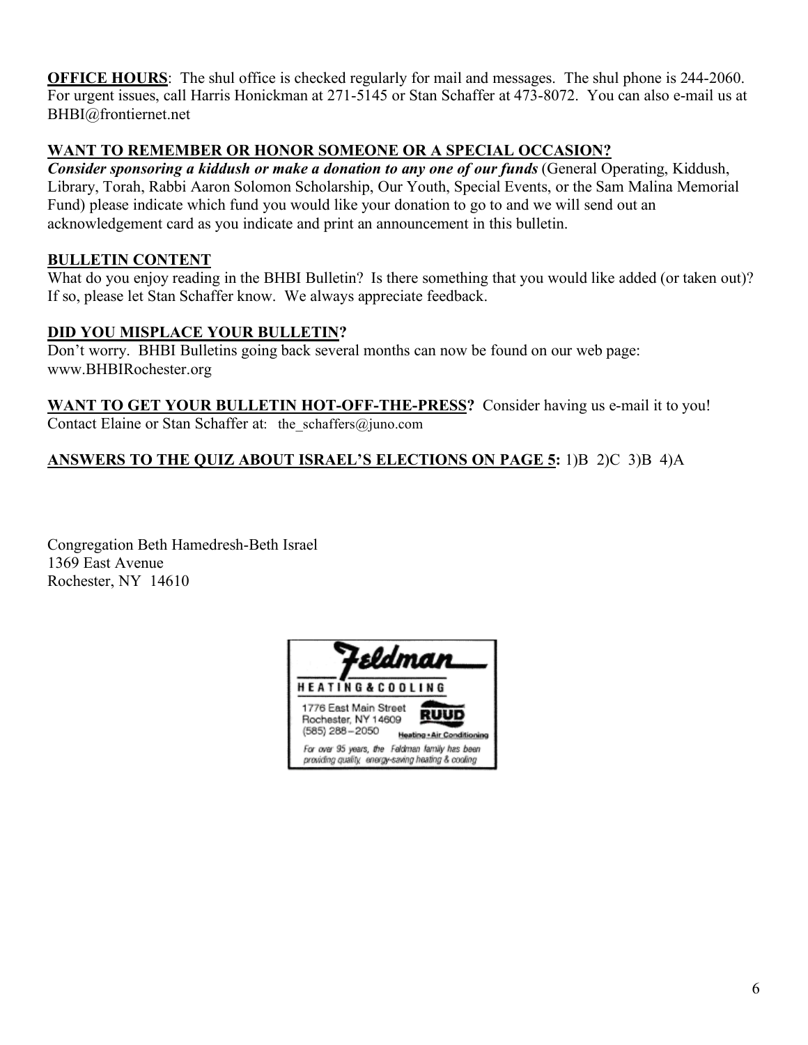**OFFICE HOURS**: The shul office is checked regularly for mail and messages. The shul phone is 244-2060. For urgent issues, call Harris Honickman at 271-5145 or Stan Schaffer at 473-8072. You can also e-mail us at BHBI@frontiernet.net

**WANT TO REMEMBER OR HONOR SOMEONE OR A SPECIAL OCCASION?**

***Consider sponsoring a kiddush or make a donation to any one of our funds*** (General Operating, Kiddush, Library, Torah, Rabbi Aaron Solomon Scholarship, Our Youth, Special Events, or the Sam Malina Memorial Fund) please indicate which fund you would like your donation to go to and we will send out an acknowledgement card as you indicate and print an announcement in this bulletin.

**BULLETIN CONTENT**

What do you enjoy reading in the BHBI Bulletin? Is there something that you would like added (or taken out)? If so, please let Stan Schaffer know. We always appreciate feedback.

**DID YOU MISPLACE YOUR BULLETIN?**

Don't worry. BHBI Bulletins going back several months can now be found on our web page: www.BHBIRochester.org

**WANT TO GET YOUR BULLETIN HOT-OFF-THE-PRESS?** Consider having us e-mail it to you! Contact Elaine or Stan Schaffer at: the_schaffers@juno.com

**ANSWERS TO THE QUIZ ABOUT ISRAEL'S ELECTIONS ON PAGE 5:** 1)B 2)C 3)B 4)A

Congregation Beth Hamedresh-Beth Israel
1369 East Avenue
Rochester, NY 14610

Feldman
HEATING & COOLING
1776 East Main Street
Rochester, NY 14609
(585) 288–2050
RUUD
Heating • Air Conditioning
For over 95 years, the Feldman family has been providing quality, energy-saving heating & cooling